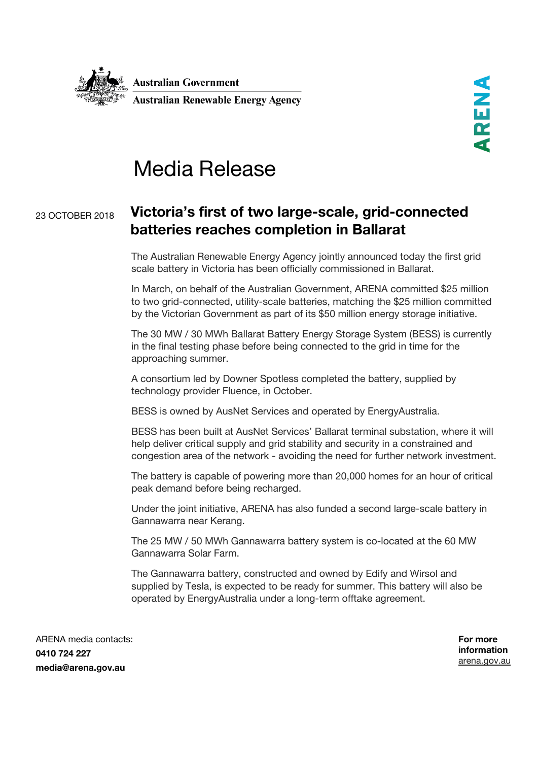Australian Government

Australian Renewable Energy Agency

ARENA

# Media Release

23 OCTOBER 2018

## Victoria's first of two large-scale, grid-connected batteries reaches completion in Ballarat

The Australian Renewable Energy Agency jointly announced today the first grid scale battery in Victoria has been officially commissioned in Ballarat.

In March, on behalf of the Australian Government, ARENA committed $25 million to two grid-connected, utility-scale batteries, matching the $25 million committed by the Victorian Government as part of its $50 million energy storage initiative.

The 30 MW / 30 MWh Ballarat Battery Energy Storage System (BESS) is currently in the final testing phase before being connected to the grid in time for the approaching summer.

A consortium led by Downer Spotless completed the battery, supplied by technology provider Fluence, in October.

BESS is owned by AusNet Services and operated by EnergyAustralia.

BESS has been built at AusNet Services' Ballarat terminal substation, where it will help deliver critical supply and grid stability and security in a constrained and congestion area of the network - avoiding the need for further network investment.

The battery is capable of powering more than 20,000 homes for an hour of critical peak demand before being recharged.

Under the joint initiative, ARENA has also funded a second large-scale battery in Gannawarra near Kerang.

The 25 MW / 50 MWh Gannawarra battery system is co-located at the 60 MW Gannawarra Solar Farm.

The Gannawarra battery, constructed and owned by Edify and Wirsol and supplied by Tesla, is expected to be ready for summer. This battery will also be operated by EnergyAustralia under a long-term offtake agreement.

ARENA media contacts:
**0410 724 227**
**media@arena.gov.au**

**For more information**
arena.gov.au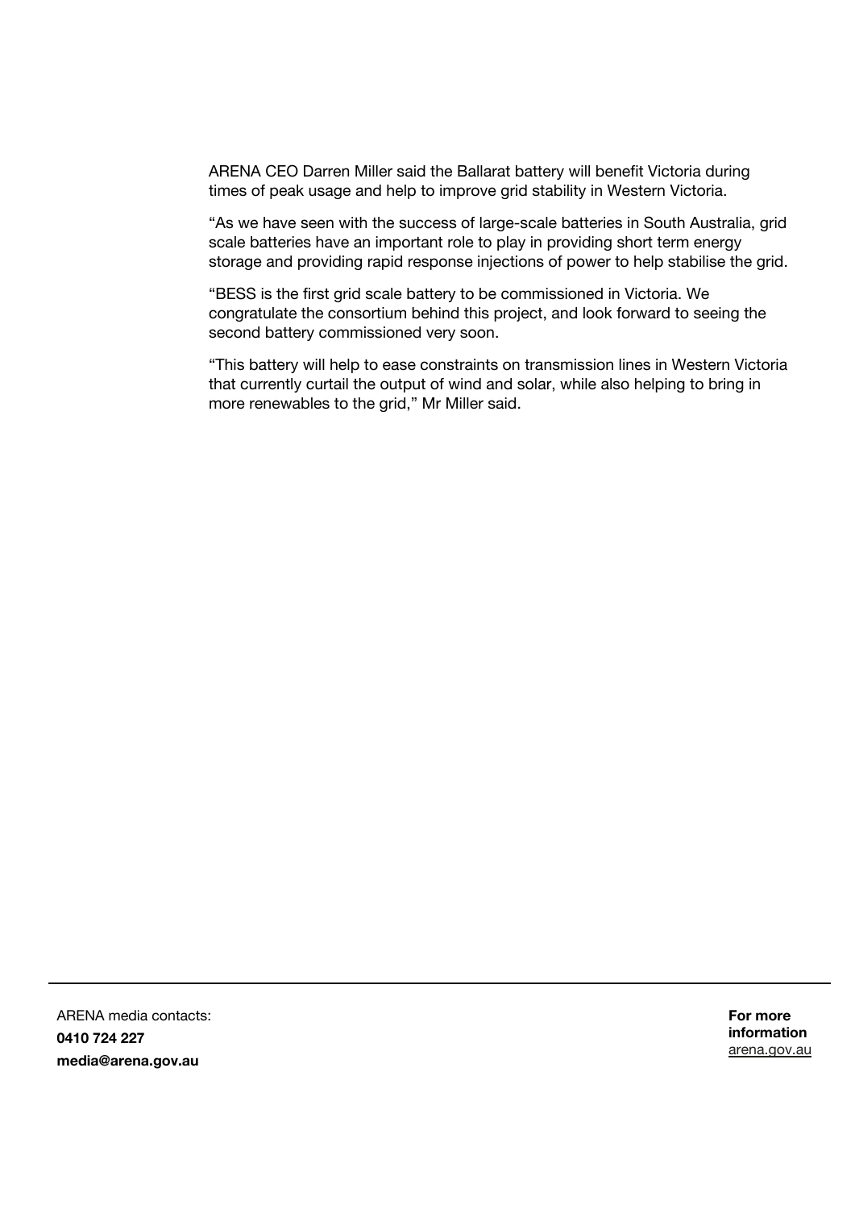ARENA CEO Darren Miller said the Ballarat battery will benefit Victoria during times of peak usage and help to improve grid stability in Western Victoria.

"As we have seen with the success of large-scale batteries in South Australia, grid scale batteries have an important role to play in providing short term energy storage and providing rapid response injections of power to help stabilise the grid.

"BESS is the first grid scale battery to be commissioned in Victoria. We congratulate the consortium behind this project, and look forward to seeing the second battery commissioned very soon.

"This battery will help to ease constraints on transmission lines in Western Victoria that currently curtail the output of wind and solar, while also helping to bring in more renewables to the grid," Mr Miller said.

---

ARENA media contacts:
**0410 724 227**
**media@arena.gov.au**

**For more information**
arena.gov.au